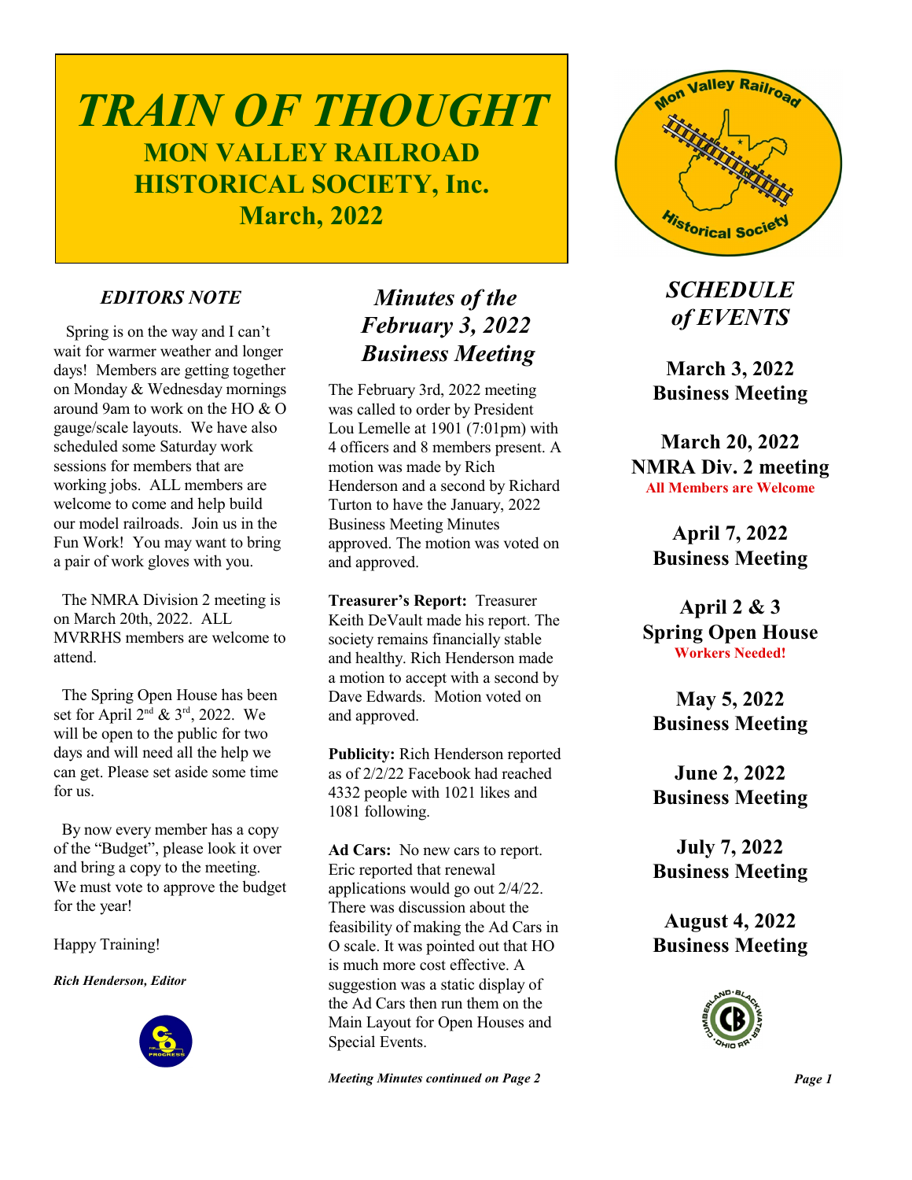# *TRAIN OF THOUGHT*

## MON VALLEY RAILROAD HISTORICAL SOCIETY, Inc.

## March, 2022

### *EDITORS NOTE*

Spring is on the way and I can't wait for warmer weather and longer days! Members are getting together on Monday & Wednesday mornings around 9am to work on the HO & O gauge/scale layouts. We have also scheduled some Saturday work sessions for members that are working jobs. ALL members are welcome to come and help build our model railroads. Join us in the Fun Work! You may want to bring a pair of work gloves with you.

The NMRA Division 2 meeting is on March 20th, 2022. ALL MVRRHS members are welcome to attend.

The Spring Open House has been set for April 2nd & 3rd, 2022. We will be open to the public for two days and will need all the help we can get. Please set aside some time for us.

By now every member has a copy of the "Budget", please look it over and bring a copy to the meeting. We must vote to approve the budget for the year!

Happy Training!

***Rich Henderson, Editor***

### *Minutes of the February 3, 2022 Business Meeting*

The February 3rd, 2022 meeting was called to order by President Lou Lemelle at 1901 (7:01pm) with 4 officers and 8 members present. A motion was made by Rich Henderson and a second by Richard Turton to have the January, 2022 Business Meeting Minutes approved. The motion was voted on and approved.

**Treasurer's Report:** Treasurer Keith DeVault made his report. The society remains financially stable and healthy. Rich Henderson made a motion to accept with a second by Dave Edwards. Motion voted on and approved.

**Publicity:** Rich Henderson reported as of 2/2/22 Facebook had reached 4332 people with 1021 likes and 1081 following.

**Ad Cars:** No new cars to report. Eric reported that renewal applications would go out 2/4/22. There was discussion about the feasibility of making the Ad Cars in O scale. It was pointed out that HO is much more cost effective. A suggestion was a static display of the Ad Cars then run them on the Main Layout for Open Houses and Special Events.

***Meeting Minutes continued on Page 2***

### *SCHEDULE of EVENTS*

**March 3, 2022**
**Business Meeting**

**March 20, 2022**
**NMRA Div. 2 meeting**
**All Members are Welcome**

**April 7, 2022**
**Business Meeting**

**April 2 & 3**
**Spring Open House**
**Workers Needed!**

**May 5, 2022**
**Business Meeting**

**June 2, 2022**
**Business Meeting**

**July 7, 2022**
**Business Meeting**

**August 4, 2022**
**Business Meeting**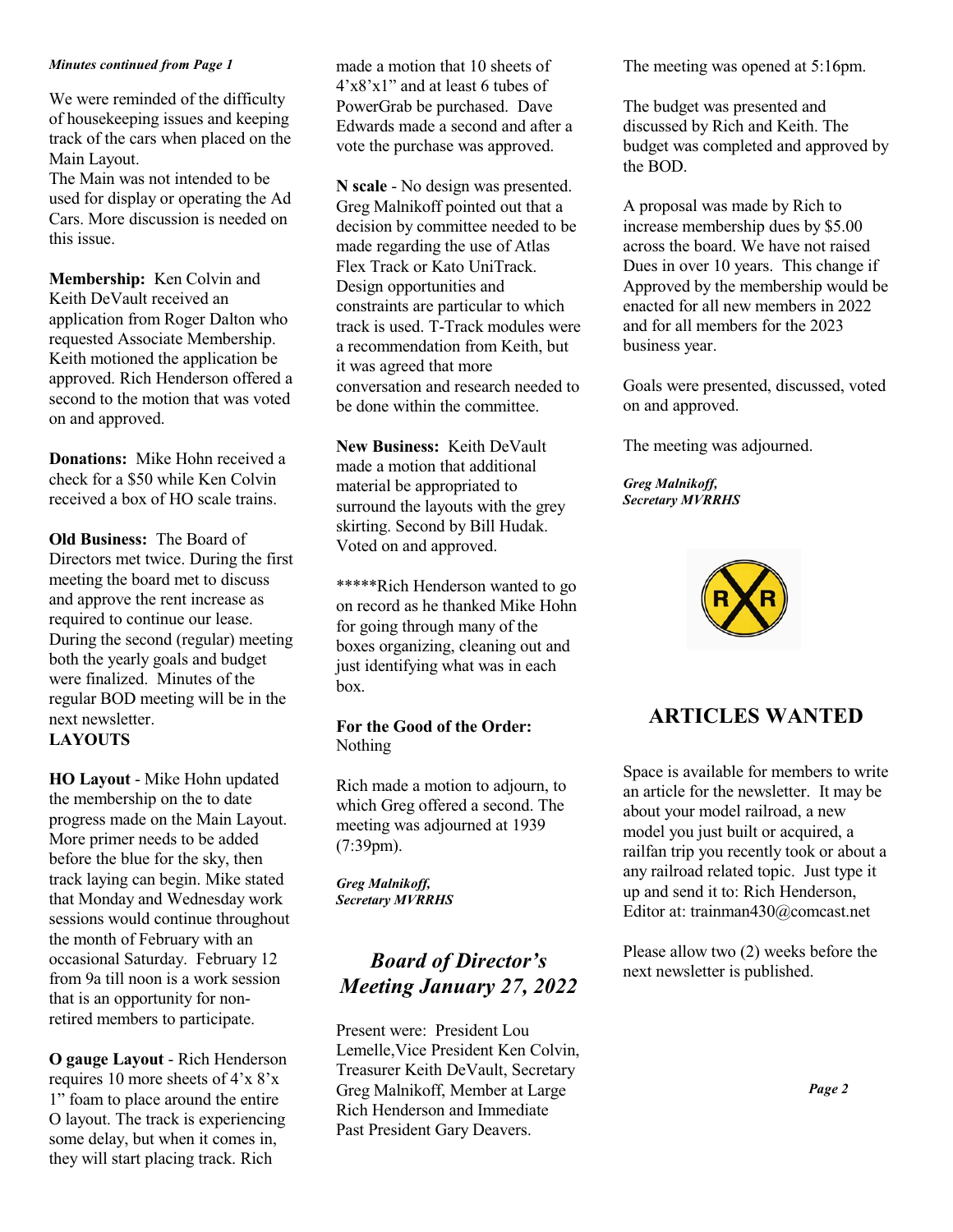*Minutes continued from Page 1*

We were reminded of the difficulty of housekeeping issues and keeping track of the cars when placed on the Main Layout.
The Main was not intended to be used for display or operating the Ad Cars. More discussion is needed on this issue.

**Membership:** Ken Colvin and Keith DeVault received an application from Roger Dalton who requested Associate Membership. Keith motioned the application be approved. Rich Henderson offered a second to the motion that was voted on and approved.

**Donations:** Mike Hohn received a check for a $50 while Ken Colvin received a box of HO scale trains.

**Old Business:** The Board of Directors met twice. During the first meeting the board met to discuss and approve the rent increase as required to continue our lease. During the second (regular) meeting both the yearly goals and budget were finalized. Minutes of the regular BOD meeting will be in the next newsletter.

**LAYOUTS**

**HO Layout** - Mike Hohn updated the membership on the to date progress made on the Main Layout. More primer needs to be added before the blue for the sky, then track laying can begin. Mike stated that Monday and Wednesday work sessions would continue throughout the month of February with an occasional Saturday. February 12 from 9a till noon is a work session that is an opportunity for non-retired members to participate.

**O gauge Layout** - Rich Henderson requires 10 more sheets of 4'x 8'x 1" foam to place around the entire O layout. The track is experiencing some delay, but when it comes in, they will start placing track. Rich made a motion that 10 sheets of 4'x8'x1" and at least 6 tubes of PowerGrab be purchased. Dave Edwards made a second and after a vote the purchase was approved.

**N scale** - No design was presented. Greg Malnikoff pointed out that a decision by committee needed to be made regarding the use of Atlas Flex Track or Kato UniTrack. Design opportunities and constraints are particular to which track is used. T-Track modules were a recommendation from Keith, but it was agreed that more conversation and research needed to be done within the committee.

**New Business:** Keith DeVault made a motion that additional material be appropriated to surround the layouts with the grey skirting. Second by Bill Hudak. Voted on and approved.

*****Rich Henderson wanted to go on record as he thanked Mike Hohn for going through many of the boxes organizing, cleaning out and just identifying what was in each box.

**For the Good of the Order:**
Nothing

Rich made a motion to adjourn, to which Greg offered a second. The meeting was adjourned at 1939 (7:39pm).

***Greg Malnikoff,***
***Secretary MVRRHS***

## *Board of Director's Meeting January 27, 2022*

Present were: President Lou Lemelle,Vice President Ken Colvin, Treasurer Keith DeVault, Secretary Greg Malnikoff, Member at Large Rich Henderson and Immediate Past President Gary Deavers.

The meeting was opened at 5:16pm.

The budget was presented and discussed by Rich and Keith. The budget was completed and approved by the BOD.

A proposal was made by Rich to increase membership dues by $5.00 across the board. We have not raised Dues in over 10 years. This change if Approved by the membership would be enacted for all new members in 2022 and for all members for the 2023 business year.

Goals were presented, discussed, voted on and approved.

The meeting was adjourned.

***Greg Malnikoff,***
***Secretary MVRRHS***

## ARTICLES WANTED

Space is available for members to write an article for the newsletter. It may be about your model railroad, a new model you just built or acquired, a railfan trip you recently took or about a any railroad related topic. Just type it up and send it to: Rich Henderson, Editor at: trainman430@comcast.net

Please allow two (2) weeks before the next newsletter is published.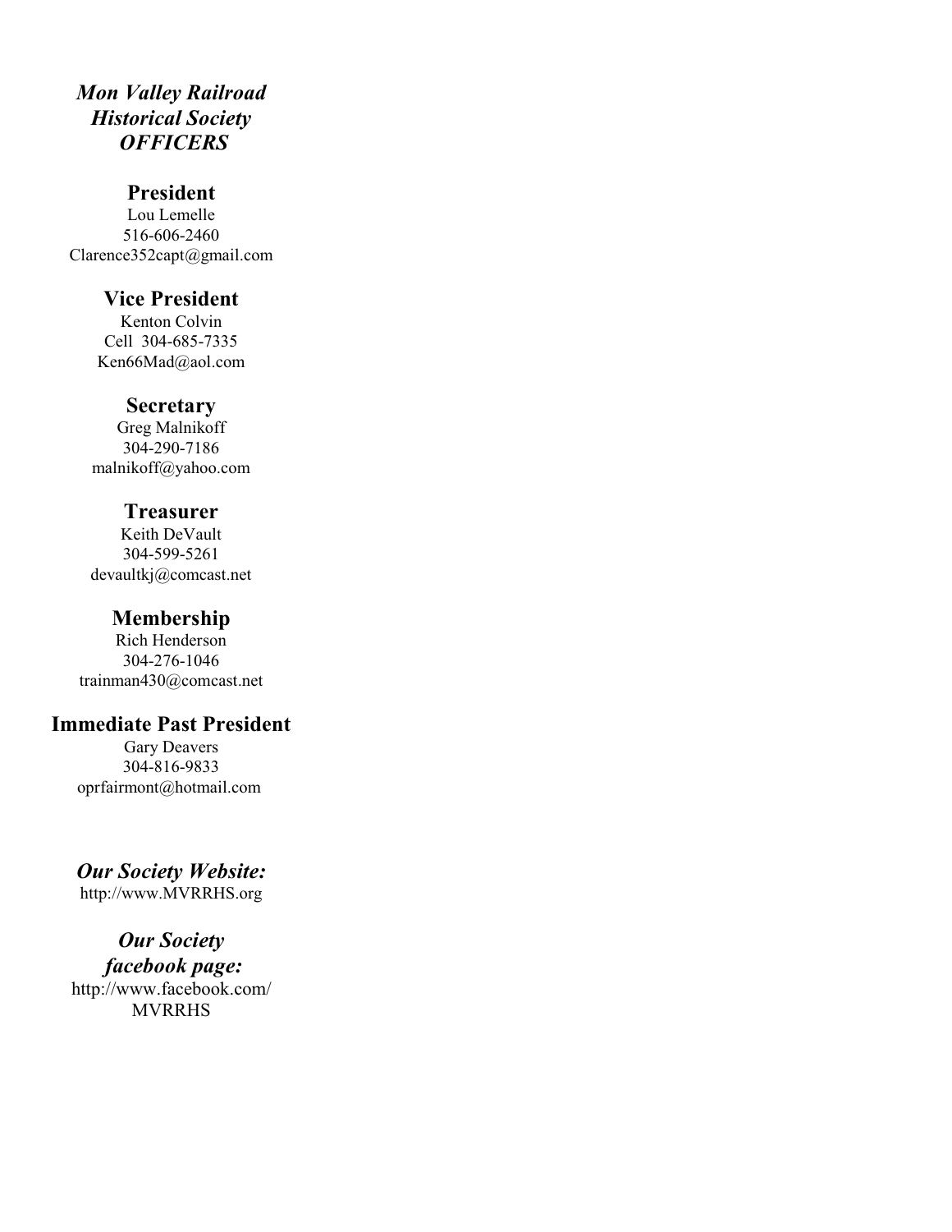## *Mon Valley Railroad Historical Society OFFICERS*

### President

Lou Lemelle
516-606-2460
Clarence352capt@gmail.com

### Vice President

Kenton Colvin
Cell 304-685-7335
Ken66Mad@aol.com

### Secretary

Greg Malnikoff
304-290-7186
malnikoff@yahoo.com

### Treasurer

Keith DeVault
304-599-5261
devaultkj@comcast.net

### Membership

Rich Henderson
304-276-1046
trainman430@comcast.net

### Immediate Past President

Gary Deavers
304-816-9833
oprfairmont@hotmail.com

### *Our Society Website:*

http://www.MVRRHS.org

### *Our Society facebook page:*

http://www.facebook.com/MVRRHS